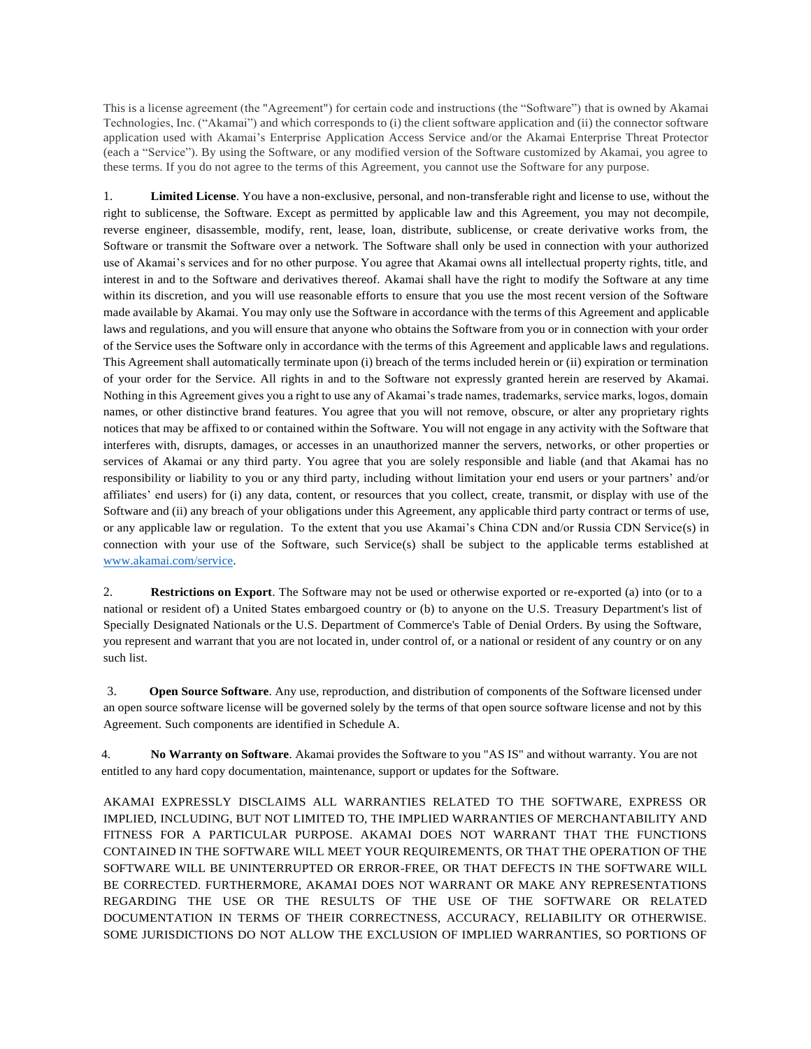This is a license agreement (the "Agreement") for certain code and instructions (the "Software") that is owned by Akamai Technologies, Inc. ("Akamai") and which corresponds to (i) the client software application and (ii) the connector software application used with Akamai's Enterprise Application Access Service and/or the Akamai Enterprise Threat Protector (each a "Service"). By using the Software, or any modified version of the Software customized by Akamai, you agree to these terms. If you do not agree to the terms of this Agreement, you cannot use the Software for any purpose.

1. **Limited License**. You have a non-exclusive, personal, and non-transferable right and license to use, without the right to sublicense, the Software. Except as permitted by applicable law and this Agreement, you may not decompile, reverse engineer, disassemble, modify, rent, lease, loan, distribute, sublicense, or create derivative works from, the Software or transmit the Software over a network. The Software shall only be used in connection with your authorized use of Akamai's services and for no other purpose. You agree that Akamai owns all intellectual property rights, title, and interest in and to the Software and derivatives thereof. Akamai shall have the right to modify the Software at any time within its discretion, and you will use reasonable efforts to ensure that you use the most recent version of the Software made available by Akamai. You may only use the Software in accordance with the terms of this Agreement and applicable laws and regulations, and you will ensure that anyone who obtains the Software from you or in connection with your order of the Service uses the Software only in accordance with the terms of this Agreement and applicable laws and regulations. This Agreement shall automatically terminate upon (i) breach of the terms included herein or (ii) expiration or termination of your order for the Service. All rights in and to the Software not expressly granted herein are reserved by Akamai. Nothing in this Agreement gives you a right to use any of Akamai's trade names, trademarks, service marks, logos, domain names, or other distinctive brand features. You agree that you will not remove, obscure, or alter any proprietary rights notices that may be affixed to or contained within the Software. You will not engage in any activity with the Software that interferes with, disrupts, damages, or accesses in an unauthorized manner the servers, networks, or other properties or services of Akamai or any third party. You agree that you are solely responsible and liable (and that Akamai has no responsibility or liability to you or any third party, including without limitation your end users or your partners' and/or affiliates' end users) for (i) any data, content, or resources that you collect, create, transmit, or display with use of the Software and (ii) any breach of your obligations under this Agreement, any applicable third party contract or terms of use, or any applicable law or regulation. To the extent that you use Akamai's China CDN and/or Russia CDN Service(s) in connection with your use of the Software, such Service(s) shall be subject to the applicable terms established at [www.akamai.com/service](www.akamai.com/service).

2. **Restrictions on Export**. The Software may not be used or otherwise exported or re-exported (a) into (or to a national or resident of) a United States embargoed country or (b) to anyone on the U.S. Treasury Department's list of Specially Designated Nationals or the U.S. Department of Commerce's Table of Denial Orders. By using the Software, you represent and warrant that you are not located in, under control of, or a national or resident of any country or on any such list.

3. **Open Source Software**. Any use, reproduction, and distribution of components of the Software licensed under an open source software license will be governed solely by the terms of that open source software license and not by this Agreement. Such components are identified in Schedule A.

4. **No Warranty on Software**. Akamai provides the Software to you "AS IS" and without warranty. You are not entitled to any hard copy documentation, maintenance, support or updates for the Software.

AKAMAI EXPRESSLY DISCLAIMS ALL WARRANTIES RELATED TO THE SOFTWARE, EXPRESS OR IMPLIED, INCLUDING, BUT NOT LIMITED TO, THE IMPLIED WARRANTIES OF MERCHANTABILITY AND FITNESS FOR A PARTICULAR PURPOSE. AKAMAI DOES NOT WARRANT THAT THE FUNCTIONS CONTAINED IN THE SOFTWARE WILL MEET YOUR REQUIREMENTS, OR THAT THE OPERATION OF THE SOFTWARE WILL BE UNINTERRUPTED OR ERROR-FREE, OR THAT DEFECTS IN THE SOFTWARE WILL BE CORRECTED. FURTHERMORE, AKAMAI DOES NOT WARRANT OR MAKE ANY REPRESENTATIONS REGARDING THE USE OR THE RESULTS OF THE USE OF THE SOFTWARE OR RELATED DOCUMENTATION IN TERMS OF THEIR CORRECTNESS, ACCURACY, RELIABILITY OR OTHERWISE. SOME JURISDICTIONS DO NOT ALLOW THE EXCLUSION OF IMPLIED WARRANTIES, SO PORTIONS OF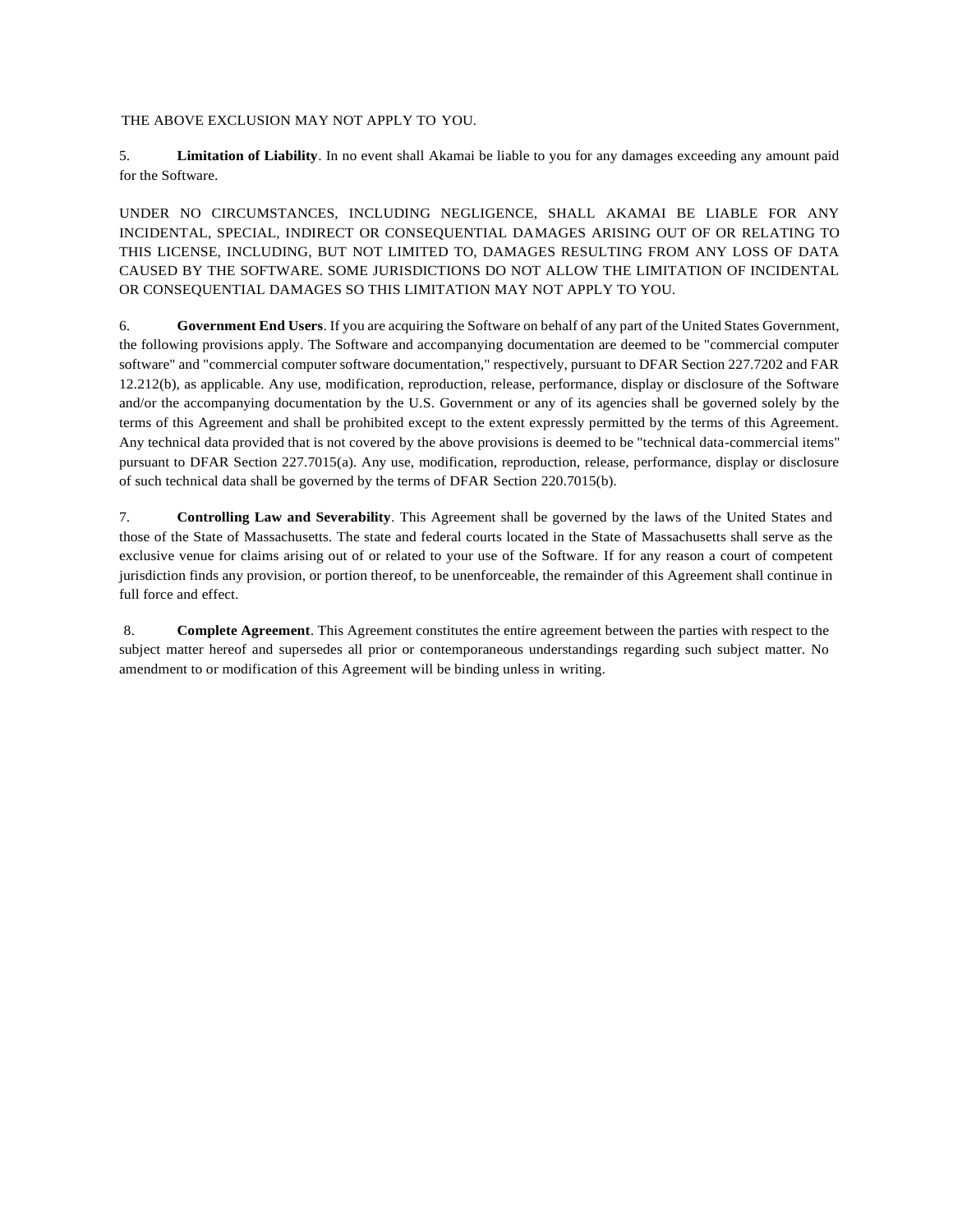THE ABOVE EXCLUSION MAY NOT APPLY TO YOU.

5. **Limitation of Liability**. In no event shall Akamai be liable to you for any damages exceeding any amount paid for the Software.

UNDER NO CIRCUMSTANCES, INCLUDING NEGLIGENCE, SHALL AKAMAI BE LIABLE FOR ANY INCIDENTAL, SPECIAL, INDIRECT OR CONSEQUENTIAL DAMAGES ARISING OUT OF OR RELATING TO THIS LICENSE, INCLUDING, BUT NOT LIMITED TO, DAMAGES RESULTING FROM ANY LOSS OF DATA CAUSED BY THE SOFTWARE. SOME JURISDICTIONS DO NOT ALLOW THE LIMITATION OF INCIDENTAL OR CONSEQUENTIAL DAMAGES SO THIS LIMITATION MAY NOT APPLY TO YOU.

6. **Government End Users**. If you are acquiring the Software on behalf of any part of the United States Government, the following provisions apply. The Software and accompanying documentation are deemed to be "commercial computer software" and "commercial computer software documentation," respectively, pursuant to DFAR Section 227.7202 and FAR 12.212(b), as applicable. Any use, modification, reproduction, release, performance, display or disclosure of the Software and/or the accompanying documentation by the U.S. Government or any of its agencies shall be governed solely by the terms of this Agreement and shall be prohibited except to the extent expressly permitted by the terms of this Agreement. Any technical data provided that is not covered by the above provisions is deemed to be "technical data-commercial items" pursuant to DFAR Section 227.7015(a). Any use, modification, reproduction, release, performance, display or disclosure of such technical data shall be governed by the terms of DFAR Section 220.7015(b).

7. **Controlling Law and Severability**. This Agreement shall be governed by the laws of the United States and those of the State of Massachusetts. The state and federal courts located in the State of Massachusetts shall serve as the exclusive venue for claims arising out of or related to your use of the Software. If for any reason a court of competent jurisdiction finds any provision, or portion thereof, to be unenforceable, the remainder of this Agreement shall continue in full force and effect.

8. **Complete Agreement**. This Agreement constitutes the entire agreement between the parties with respect to the subject matter hereof and supersedes all prior or contemporaneous understandings regarding such subject matter. No amendment to or modification of this Agreement will be binding unless in writing.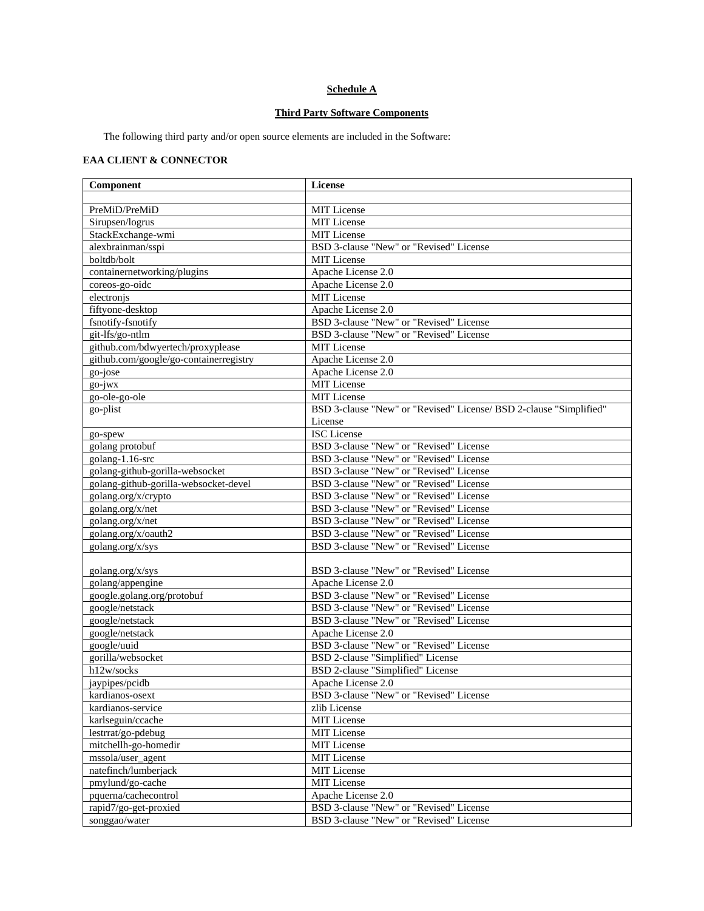**Schedule A**

**Third Party Software Components**

The following third party and/or open source elements are included in the Software:

**EAA CLIENT & CONNECTOR**

| Component | License |
|---|---|
| | |
| PreMiD/PreMiD | MIT License |
| Sirupsen/logrus | MIT License |
| StackExchange-wmi | MIT License |
| alexbrainman/sspi | BSD 3-clause "New" or "Revised" License |
| boltdb/bolt | MIT License |
| containernetworking/plugins | Apache License 2.0 |
| coreos-go-oidc | Apache License 2.0 |
| electronjs | MIT License |
| fiftyone-desktop | Apache License 2.0 |
| fsnotify-fsnotify | BSD 3-clause "New" or "Revised" License |
| git-lfs/go-ntlm | BSD 3-clause "New" or "Revised" License |
| github.com/bdwyertech/proxyplease | MIT License |
| github.com/google/go-containerregistry | Apache License 2.0 |
| go-jose | Apache License 2.0 |
| go-jwx | MIT License |
| go-ole-go-ole | MIT License |
| go-plist | BSD 3-clause "New" or "Revised" License/ BSD 2-clause "Simplified" License |
| go-spew | ISC License |
| golang protobuf | BSD 3-clause "New" or "Revised" License |
| golang-1.16-src | BSD 3-clause "New" or "Revised" License |
| golang-github-gorilla-websocket | BSD 3-clause "New" or "Revised" License |
| golang-github-gorilla-websocket-devel | BSD 3-clause "New" or "Revised" License |
| golang.org/x/crypto | BSD 3-clause "New" or "Revised" License |
| golang.org/x/net | BSD 3-clause "New" or "Revised" License |
| golang.org/x/net | BSD 3-clause "New" or "Revised" License |
| golang.org/x/oauth2 | BSD 3-clause "New" or "Revised" License |
| golang.org/x/sys | BSD 3-clause "New" or "Revised" License |
| golang.org/x/sys | BSD 3-clause "New" or "Revised" License |
| golang/appengine | Apache License 2.0 |
| google.golang.org/protobuf | BSD 3-clause "New" or "Revised" License |
| google/netstack | BSD 3-clause "New" or "Revised" License |
| google/netstack | BSD 3-clause "New" or "Revised" License |
| google/netstack | Apache License 2.0 |
| google/uuid | BSD 3-clause "New" or "Revised" License |
| gorilla/websocket | BSD 2-clause "Simplified" License |
| h12w/socks | BSD 2-clause "Simplified" License |
| jaypipes/pcidb | Apache License 2.0 |
| kardianos-osext | BSD 3-clause "New" or "Revised" License |
| kardianos-service | zlib License |
| karlseguin/ccache | MIT License |
| lestrrat/go-pdebug | MIT License |
| mitchellh-go-homedir | MIT License |
| mssola/user_agent | MIT License |
| natefinch/lumberjack | MIT License |
| pmylund/go-cache | MIT License |
| pquerna/cachecontrol | Apache License 2.0 |
| rapid7/go-get-proxied | BSD 3-clause "New" or "Revised" License |
| songgao/water | BSD 3-clause "New" or "Revised" License |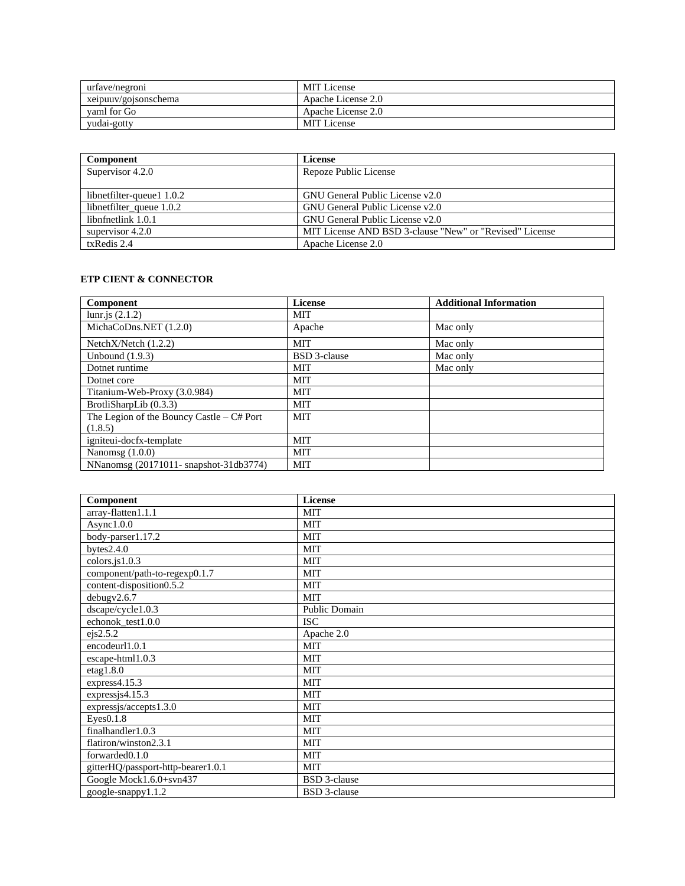| | |
|---|---|
| urfave/negroni | MIT License |
| xeipuuv/gojsonschema | Apache License 2.0 |
| yaml for Go | Apache License 2.0 |
| yudai-gotty | MIT License |

| Component | License |
|---|---|
| Supervisor 4.2.0 | Repoze Public License |
| libnetfilter-queue1 1.0.2 | GNU General Public License v2.0 |
| libnetfilter_queue 1.0.2 | GNU General Public License v2.0 |
| libnfnetlink 1.0.1 | GNU General Public License v2.0 |
| supervisor 4.2.0 | MIT License AND BSD 3-clause "New" or "Revised" License |
| txRedis 2.4 | Apache License 2.0 |

**ETP CIENT & CONNECTOR**

| Component | License | Additional Information |
|---|---|---|
| lunr.js (2.1.2) | MIT | |
| MichaCoDns.NET (1.2.0) | Apache | Mac only |
| NetchX/Netch (1.2.2) | MIT | Mac only |
| Unbound (1.9.3) | BSD 3-clause | Mac only |
| Dotnet runtime | MIT | Mac only |
| Dotnet core | MIT | |
| Titanium-Web-Proxy (3.0.984) | MIT | |
| BrotliSharpLib (0.3.3) | MIT | |
| The Legion of the Bouncy Castle – C# Port (1.8.5) | MIT | |
| igniteui-docfx-template | MIT | |
| Nanomsg (1.0.0) | MIT | |
| NNanomsg (20171011- snapshot-31db3774) | MIT | |

| Component | License |
|---|---|
| array-flatten1.1.1 | MIT |
| Async1.0.0 | MIT |
| body-parser1.17.2 | MIT |
| bytes2.4.0 | MIT |
| colors.js1.0.3 | MIT |
| component/path-to-regexp0.1.7 | MIT |
| content-disposition0.5.2 | MIT |
| debugv2.6.7 | MIT |
| dscape/cycle1.0.3 | Public Domain |
| echonok_test1.0.0 | ISC |
| ejs2.5.2 | Apache 2.0 |
| encodeurl1.0.1 | MIT |
| escape-html1.0.3 | MIT |
| etag1.8.0 | MIT |
| express4.15.3 | MIT |
| expressjs4.15.3 | MIT |
| expressjs/accepts1.3.0 | MIT |
| Eyes0.1.8 | MIT |
| finalhandler1.0.3 | MIT |
| flatiron/winston2.3.1 | MIT |
| forwarded0.1.0 | MIT |
| gitterHQ/passport-http-bearer1.0.1 | MIT |
| Google Mock1.6.0+svn437 | BSD 3-clause |
| google-snappy1.1.2 | BSD 3-clause |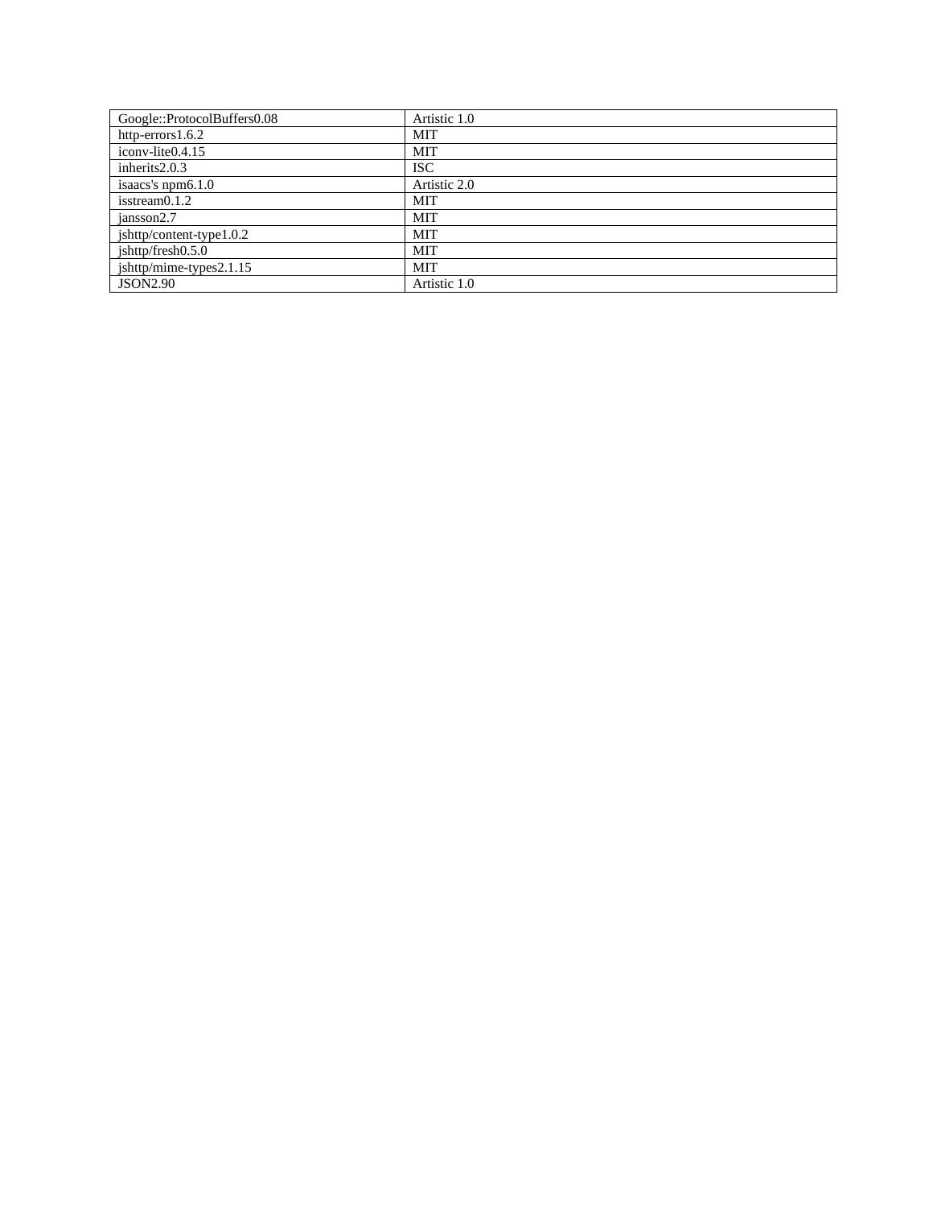| | |
|---|---|
| Google::ProtocolBuffers0.08 | Artistic 1.0 |
| http-errors1.6.2 | MIT |
| iconv-lite0.4.15 | MIT |
| inherits2.0.3 | ISC |
| isaacs's npm6.1.0 | Artistic 2.0 |
| isstream0.1.2 | MIT |
| jansson2.7 | MIT |
| jshttp/content-type1.0.2 | MIT |
| jshttp/fresh0.5.0 | MIT |
| jshttp/mime-types2.1.15 | MIT |
| JSON2.90 | Artistic 1.0 |